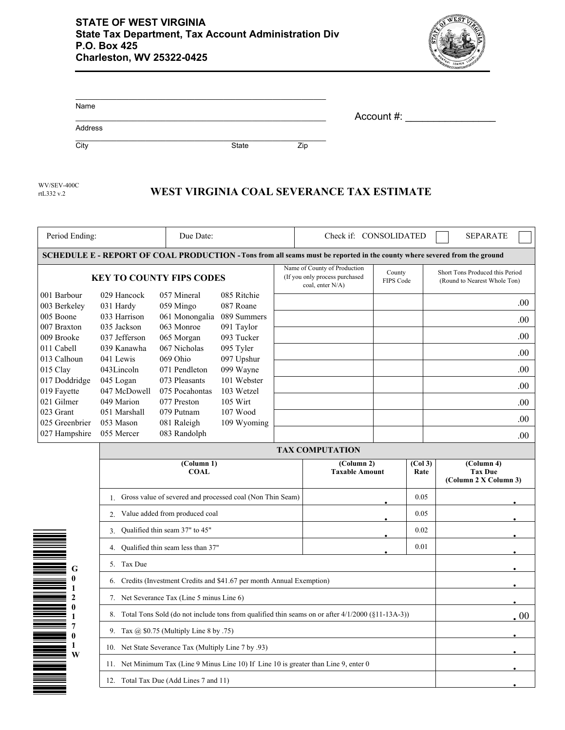**STATE OF WEST VIRGINIA**
**State Tax Department, Tax Account Administration Div**
**P.O. Box 425**
**Charleston, WV 25322-0425**

Name ______________________________

Address ______________________________

City ______________ State ______ Zip ______

Account #: ________________

WV/SEV-400C
rtL332 v.2

# WEST VIRGINIA COAL SEVERANCE TAX ESTIMATE

| Period Ending: | Due Date: | Check if: CONSOLIDATED ☐ | SEPARATE ☐ |
|---|---|---|---|

**SCHEDULE E - REPORT OF COAL PRODUCTION - Tons from all seams must be reported in the county where severed from the ground**

**KEY TO COUNTY FIPS CODES**

| | | | |
|---|---|---|---|
| 001 Barbour | 029 Hancock | 057 Mineral | 085 Ritchie |
| 003 Berkeley | 031 Hardy | 059 Mingo | 087 Roane |
| 005 Boone | 033 Harrison | 061 Monongalia | 089 Summers |
| 007 Braxton | 035 Jackson | 063 Monroe | 091 Taylor |
| 009 Brooke | 037 Jefferson | 065 Morgan | 093 Tucker |
| 011 Cabell | 039 Kanawha | 067 Nicholas | 095 Tyler |
| 013 Calhoun | 041 Lewis | 069 Ohio | 097 Upshur |
| 015 Clay | 043Lincoln | 071 Pendleton | 099 Wayne |
| 017 Doddridge | 045 Logan | 073 Pleasants | 101 Webster |
| 019 Fayette | 047 McDowell | 075 Pocahontas | 103 Wetzel |
| 021 Gilmer | 049 Marion | 077 Preston | 105 Wirt |
| 023 Grant | 051 Marshall | 079 Putnam | 107 Wood |
| 025 Greenbrier | 053 Mason | 081 Raleigh | 109 Wyoming |
| 027 Hampshire | 055 Mercer | 083 Randolph | |

| Name of County of Production (If you only process purchased coal, enter N/A) | County FIPS Code | Short Tons Produced this Period (Round to Nearest Whole Ton) |
|---|---|---|
| | | .00 |
| | | .00 |
| | | .00 |
| | | .00 |
| | | .00 |
| | | .00 |
| | | .00 |
| | | .00 |
| | | .00 |

**TAX COMPUTATION**

| (Column 1) COAL | (Column 2) Taxable Amount | (Col 3) Rate | (Column 4) Tax Due (Column 2 X Column 3) |
|---|---|---|---|
| 1. Gross value of severed and processed coal (Non Thin Seam) | . | 0.05 | . |
| 2. Value added from produced coal | . | 0.05 | . |
| 3. Qualified thin seam 37" to 45" | . | 0.02 | . |
| 4. Qualified thin seam less than 37" | . | 0.01 | . |
| 5. Tax Due | | | . |
| 6. Credits (Investment Credits and $41.67 per month Annual Exemption) | | | . |
| 7. Net Severance Tax (Line 5 minus Line 6) | | | . |
| 8. Total Tons Sold (do not include tons from qualified thin seams on or after 4/1/2000 (§11-13A-3)) | | | .00 |
| 9. Tax @ $0.75 (Multiply Line 8 by .75) | | | . |
| 10. Net State Severance Tax (Multiply Line 7 by .93) | | | . |
| 11. Net Minimum Tax (Line 9 Minus Line 10) If Line 10 is greater than Line 9, enter 0 | | | . |
| 12. Total Tax Due (Add Lines 7 and 11) | | | . |

G01201701W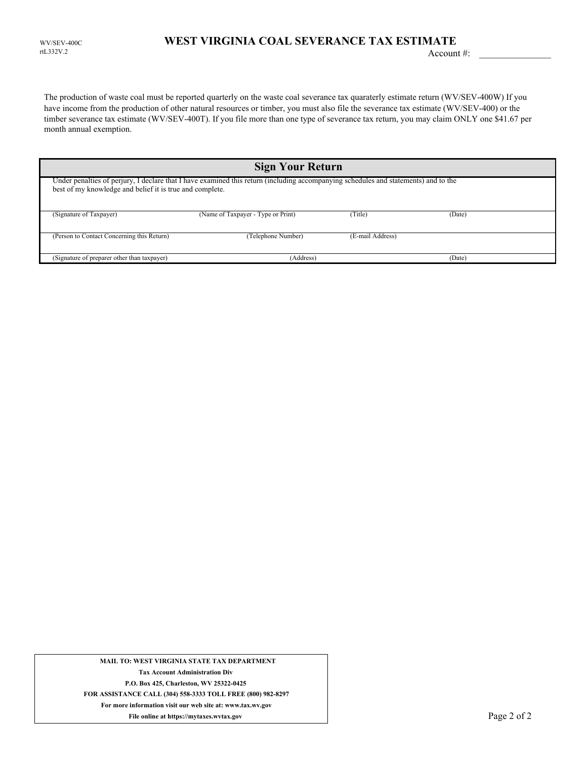WV/SEV-400C
rtL332V.2

# WEST VIRGINIA COAL SEVERANCE TAX ESTIMATE

Account #: _______________

The production of waste coal must be reported quarterly on the waste coal severance tax quaraterly estimate return (WV/SEV-400W) If you have income from the production of other natural resources or timber, you must also file the severance tax estimate (WV/SEV-400) or the timber severance tax estimate (WV/SEV-400T). If you file more than one type of severance tax return, you may claim ONLY one $41.67 per month annual exemption.

## Sign Your Return

Under penalties of perjury, I declare that I have examined this return (including accompanying schedules and statements) and to the best of my knowledge and belief it is true and complete.

| | | | |
|---|---|---|---|
| (Signature of Taxpayer) | (Name of Taxpayer - Type or Print) | (Title) | (Date) |
| (Person to Contact Concerning this Return) | (Telephone Number) | (E-mail Address) | |
| (Signature of preparer other than taxpayer) | (Address) | | (Date) |

**MAIL TO: WEST VIRGINIA STATE TAX DEPARTMENT**
**Tax Account Administration Div**
**P.O. Box 425, Charleston, WV 25322-0425**
**FOR ASSISTANCE CALL (304) 558-3333 TOLL FREE (800) 982-8297**
**For more information visit our web site at: www.tax.wv.gov**
**File online at https://mytaxes.wvtax.gov**